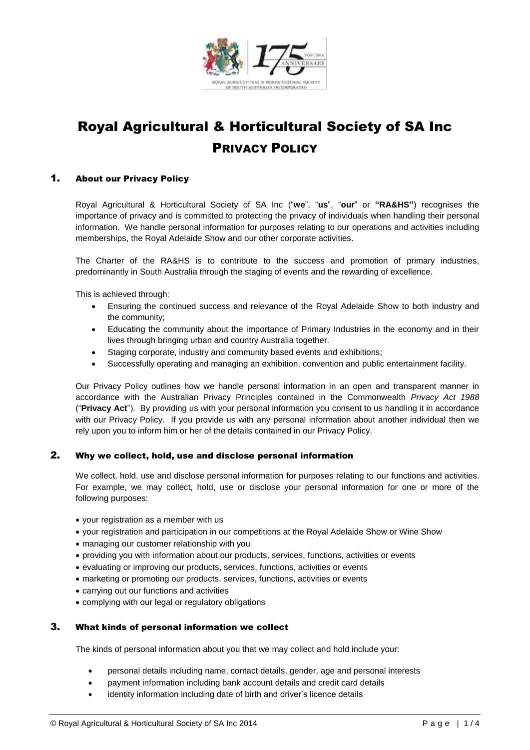# Royal Agricultural & Horticultural Society of SA Inc

## PRIVACY POLICY

### 1. About our Privacy Policy

Royal Agricultural & Horticultural Society of SA Inc ("**we**", "**us**", "**our**" or **"RA&HS"**) recognises the importance of privacy and is committed to protecting the privacy of individuals when handling their personal information. We handle personal information for purposes relating to our operations and activities including memberships, the Royal Adelaide Show and our other corporate activities.

The Charter of the RA&HS is to contribute to the success and promotion of primary industries, predominantly in South Australia through the staging of events and the rewarding of excellence.

This is achieved through:

- Ensuring the continued success and relevance of the Royal Adelaide Show to both industry and the community;
- Educating the community about the importance of Primary Industries in the economy and in their lives through bringing urban and country Australia together.
- Staging corporate, industry and community based events and exhibitions;
- Successfully operating and managing an exhibition, convention and public entertainment facility.

Our Privacy Policy outlines how we handle personal information in an open and transparent manner in accordance with the Australian Privacy Principles contained in the Commonwealth *Privacy Act 1988* ("**Privacy Act**"). By providing us with your personal information you consent to us handling it in accordance with our Privacy Policy. If you provide us with any personal information about another individual then we rely upon you to inform him or her of the details contained in our Privacy Policy.

### 2. Why we collect, hold, use and disclose personal information

We collect, hold, use and disclose personal information for purposes relating to our functions and activities. For example, we may collect, hold, use or disclose your personal information for one or more of the following purposes:

- your registration as a member with us
- your registration and participation in our competitions at the Royal Adelaide Show or Wine Show
- managing our customer relationship with you
- providing you with information about our products, services, functions, activities or events
- evaluating or improving our products, services, functions, activities or events
- marketing or promoting our products, services, functions, activities or events
- carrying out our functions and activities
- complying with our legal or regulatory obligations

### 3. What kinds of personal information we collect

The kinds of personal information about you that we may collect and hold include your:

- personal details including name, contact details, gender, age and personal interests
- payment information including bank account details and credit card details
- identity information including date of birth and driver's licence details

© Royal Agricultural & Horticultural Society of SA Inc 2014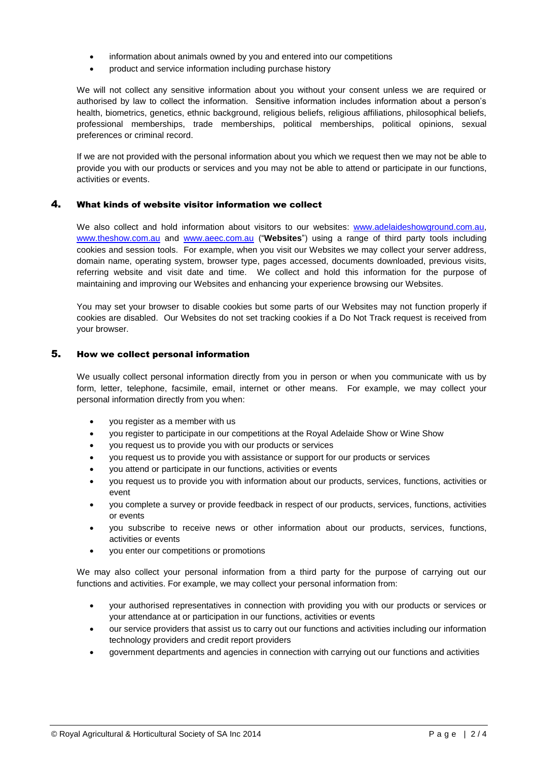- information about animals owned by you and entered into our competitions
- product and service information including purchase history

We will not collect any sensitive information about you without your consent unless we are required or authorised by law to collect the information. Sensitive information includes information about a person's health, biometrics, genetics, ethnic background, religious beliefs, religious affiliations, philosophical beliefs, professional memberships, trade memberships, political memberships, political opinions, sexual preferences or criminal record.

If we are not provided with the personal information about you which we request then we may not be able to provide you with our products or services and you may not be able to attend or participate in our functions, activities or events.

## 4. What kinds of website visitor information we collect

We also collect and hold information about visitors to our websites: www.adelaideshowground.com.au, www.theshow.com.au and www.aeec.com.au ("**Websites**") using a range of third party tools including cookies and session tools. For example, when you visit our Websites we may collect your server address, domain name, operating system, browser type, pages accessed, documents downloaded, previous visits, referring website and visit date and time. We collect and hold this information for the purpose of maintaining and improving our Websites and enhancing your experience browsing our Websites.

You may set your browser to disable cookies but some parts of our Websites may not function properly if cookies are disabled. Our Websites do not set tracking cookies if a Do Not Track request is received from your browser.

## 5. How we collect personal information

We usually collect personal information directly from you in person or when you communicate with us by form, letter, telephone, facsimile, email, internet or other means. For example, we may collect your personal information directly from you when:

- you register as a member with us
- you register to participate in our competitions at the Royal Adelaide Show or Wine Show
- you request us to provide you with our products or services
- you request us to provide you with assistance or support for our products or services
- you attend or participate in our functions, activities or events
- you request us to provide you with information about our products, services, functions, activities or event
- you complete a survey or provide feedback in respect of our products, services, functions, activities or events
- you subscribe to receive news or other information about our products, services, functions, activities or events
- you enter our competitions or promotions

We may also collect your personal information from a third party for the purpose of carrying out our functions and activities. For example, we may collect your personal information from:

- your authorised representatives in connection with providing you with our products or services or your attendance at or participation in our functions, activities or events
- our service providers that assist us to carry out our functions and activities including our information technology providers and credit report providers
- government departments and agencies in connection with carrying out our functions and activities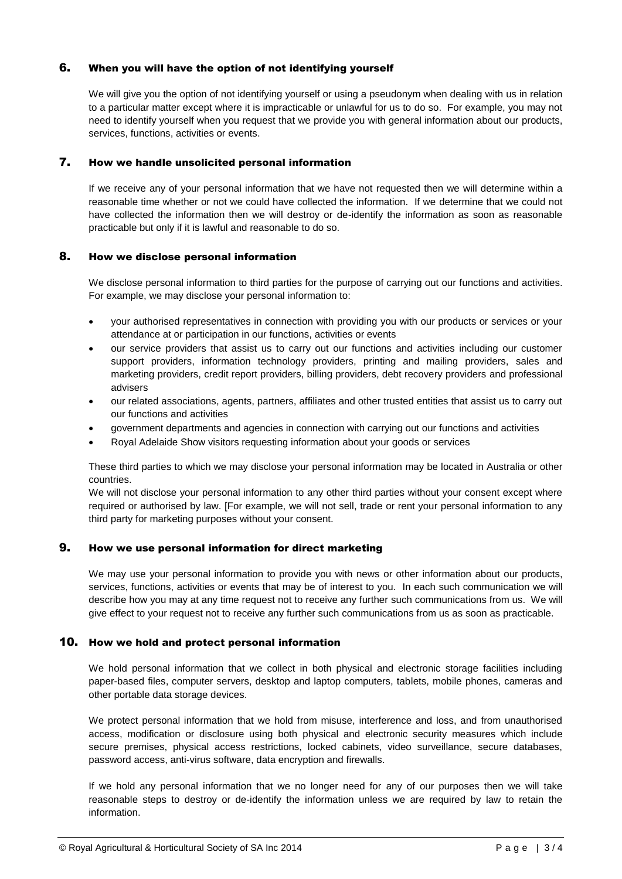## 6. When you will have the option of not identifying yourself

We will give you the option of not identifying yourself or using a pseudonym when dealing with us in relation to a particular matter except where it is impracticable or unlawful for us to do so. For example, you may not need to identify yourself when you request that we provide you with general information about our products, services, functions, activities or events.

## 7. How we handle unsolicited personal information

If we receive any of your personal information that we have not requested then we will determine within a reasonable time whether or not we could have collected the information. If we determine that we could not have collected the information then we will destroy or de-identify the information as soon as reasonable practicable but only if it is lawful and reasonable to do so.

## 8. How we disclose personal information

We disclose personal information to third parties for the purpose of carrying out our functions and activities. For example, we may disclose your personal information to:

- your authorised representatives in connection with providing you with our products or services or your attendance at or participation in our functions, activities or events
- our service providers that assist us to carry out our functions and activities including our customer support providers, information technology providers, printing and mailing providers, sales and marketing providers, credit report providers, billing providers, debt recovery providers and professional advisers
- our related associations, agents, partners, affiliates and other trusted entities that assist us to carry out our functions and activities
- government departments and agencies in connection with carrying out our functions and activities
- Royal Adelaide Show visitors requesting information about your goods or services

These third parties to which we may disclose your personal information may be located in Australia or other countries.

We will not disclose your personal information to any other third parties without your consent except where required or authorised by law. [For example, we will not sell, trade or rent your personal information to any third party for marketing purposes without your consent.

## 9. How we use personal information for direct marketing

We may use your personal information to provide you with news or other information about our products, services, functions, activities or events that may be of interest to you. In each such communication we will describe how you may at any time request not to receive any further such communications from us. We will give effect to your request not to receive any further such communications from us as soon as practicable.

## 10. How we hold and protect personal information

We hold personal information that we collect in both physical and electronic storage facilities including paper-based files, computer servers, desktop and laptop computers, tablets, mobile phones, cameras and other portable data storage devices.

We protect personal information that we hold from misuse, interference and loss, and from unauthorised access, modification or disclosure using both physical and electronic security measures which include secure premises, physical access restrictions, locked cabinets, video surveillance, secure databases, password access, anti-virus software, data encryption and firewalls.

If we hold any personal information that we no longer need for any of our purposes then we will take reasonable steps to destroy or de-identify the information unless we are required by law to retain the information.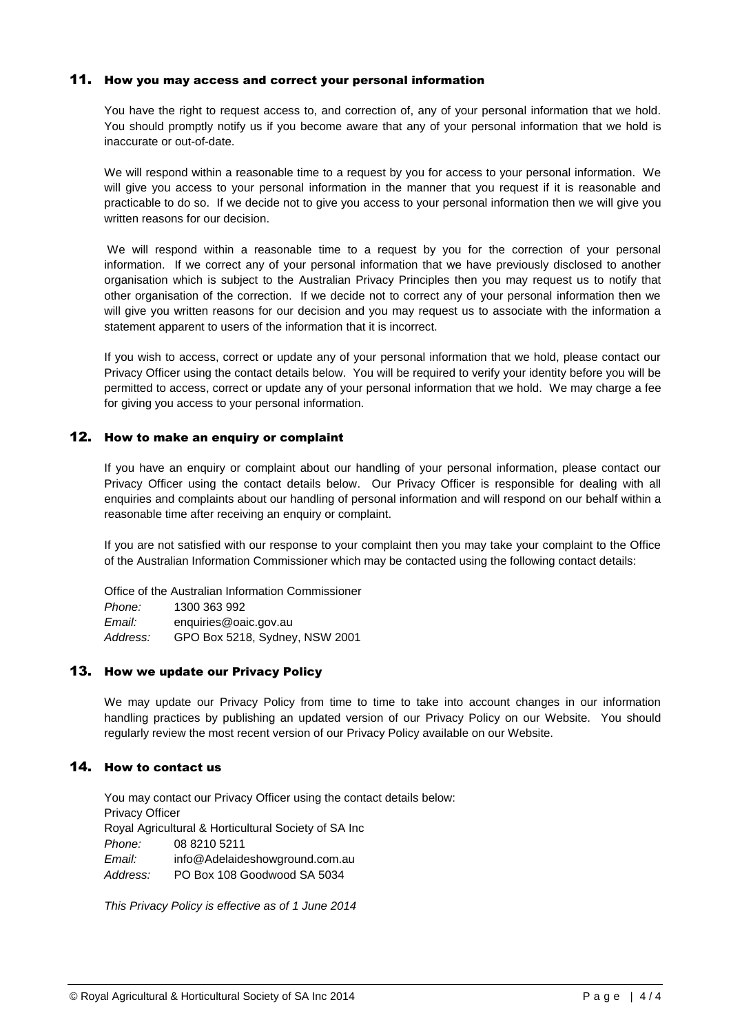## 11. How you may access and correct your personal information

You have the right to request access to, and correction of, any of your personal information that we hold. You should promptly notify us if you become aware that any of your personal information that we hold is inaccurate or out-of-date.

We will respond within a reasonable time to a request by you for access to your personal information. We will give you access to your personal information in the manner that you request if it is reasonable and practicable to do so. If we decide not to give you access to your personal information then we will give you written reasons for our decision.

We will respond within a reasonable time to a request by you for the correction of your personal information. If we correct any of your personal information that we have previously disclosed to another organisation which is subject to the Australian Privacy Principles then you may request us to notify that other organisation of the correction. If we decide not to correct any of your personal information then we will give you written reasons for our decision and you may request us to associate with the information a statement apparent to users of the information that it is incorrect.

If you wish to access, correct or update any of your personal information that we hold, please contact our Privacy Officer using the contact details below. You will be required to verify your identity before you will be permitted to access, correct or update any of your personal information that we hold. We may charge a fee for giving you access to your personal information.

## 12. How to make an enquiry or complaint

If you have an enquiry or complaint about our handling of your personal information, please contact our Privacy Officer using the contact details below. Our Privacy Officer is responsible for dealing with all enquiries and complaints about our handling of personal information and will respond on our behalf within a reasonable time after receiving an enquiry or complaint.

If you are not satisfied with our response to your complaint then you may take your complaint to the Office of the Australian Information Commissioner which may be contacted using the following contact details:

Office of the Australian Information Commissioner
*Phone:* 1300 363 992
*Email:* enquiries@oaic.gov.au
*Address:* GPO Box 5218, Sydney, NSW 2001

## 13. How we update our Privacy Policy

We may update our Privacy Policy from time to time to take into account changes in our information handling practices by publishing an updated version of our Privacy Policy on our Website. You should regularly review the most recent version of our Privacy Policy available on our Website.

## 14. How to contact us

You may contact our Privacy Officer using the contact details below:
Privacy Officer
Royal Agricultural & Horticultural Society of SA Inc
*Phone:* 08 8210 5211
*Email:* info@Adelaideshowground.com.au
*Address:* PO Box 108 Goodwood SA 5034

*This Privacy Policy is effective as of 1 June 2014*

© Royal Agricultural & Horticultural Society of SA Inc 2014